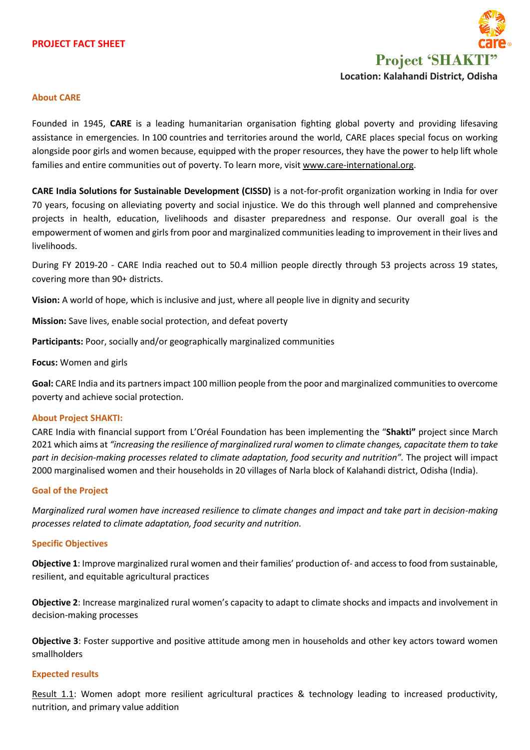**PROJECT FACT SHEET**

# Project 'SHAKTI"

**Location: Kalahandi District, Odisha**

## About CARE

Founded in 1945, **CARE** is a leading humanitarian organisation fighting global poverty and providing lifesaving assistance in emergencies. In 100 countries and territories around the world, CARE places special focus on working alongside poor girls and women because, equipped with the proper resources, they have the power to help lift whole families and entire communities out of poverty. To learn more, visit www.care-international.org.

**CARE India Solutions for Sustainable Development (CISSD)** is a not-for-profit organization working in India for over 70 years, focusing on alleviating poverty and social injustice. We do this through well planned and comprehensive projects in health, education, livelihoods and disaster preparedness and response. Our overall goal is the empowerment of women and girls from poor and marginalized communities leading to improvement in their lives and livelihoods.

During FY 2019-20 - CARE India reached out to 50.4 million people directly through 53 projects across 19 states, covering more than 90+ districts.

**Vision:** A world of hope, which is inclusive and just, where all people live in dignity and security

**Mission:** Save lives, enable social protection, and defeat poverty

**Participants:** Poor, socially and/or geographically marginalized communities

**Focus:** Women and girls

**Goal:** CARE India and its partners impact 100 million people from the poor and marginalized communities to overcome poverty and achieve social protection.

## About Project SHAKTI:

CARE India with financial support from L'Oréal Foundation has been implementing the "**Shakti"** project since March 2021 which aims at *"increasing the resilience of marginalized rural women to climate changes, capacitate them to take part in decision-making processes related to climate adaptation, food security and nutrition".* The project will impact 2000 marginalised women and their households in 20 villages of Narla block of Kalahandi district, Odisha (India).

## Goal of the Project

*Marginalized rural women have increased resilience to climate changes and impact and take part in decision-making processes related to climate adaptation, food security and nutrition.*

## Specific Objectives

**Objective 1**: Improve marginalized rural women and their families' production of- and access to food from sustainable, resilient, and equitable agricultural practices

**Objective 2**: Increase marginalized rural women's capacity to adapt to climate shocks and impacts and involvement in decision-making processes

**Objective 3**: Foster supportive and positive attitude among men in households and other key actors toward women smallholders

## Expected results

Result 1.1: Women adopt more resilient agricultural practices & technology leading to increased productivity, nutrition, and primary value addition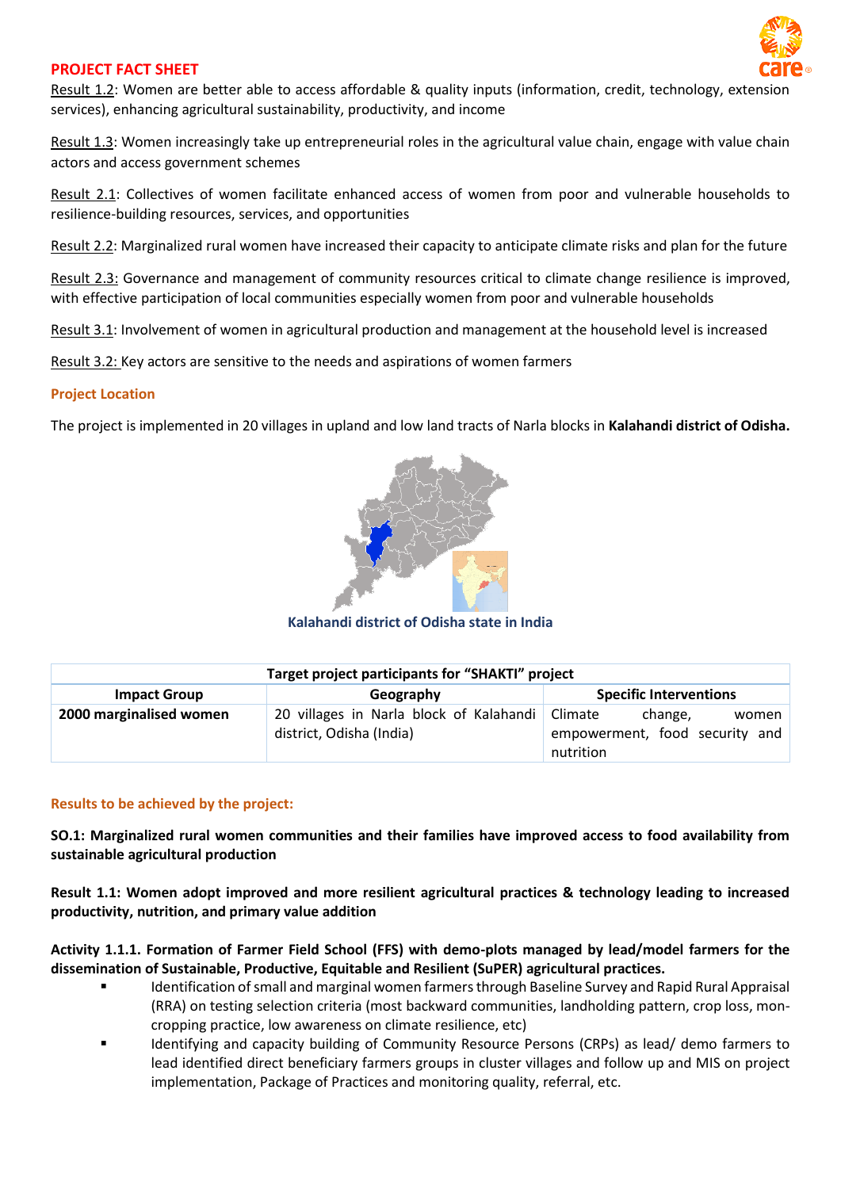**PROJECT FACT SHEET**

Result 1.2: Women are better able to access affordable & quality inputs (information, credit, technology, extension services), enhancing agricultural sustainability, productivity, and income

Result 1.3: Women increasingly take up entrepreneurial roles in the agricultural value chain, engage with value chain actors and access government schemes

Result 2.1: Collectives of women facilitate enhanced access of women from poor and vulnerable households to resilience-building resources, services, and opportunities

Result 2.2: Marginalized rural women have increased their capacity to anticipate climate risks and plan for the future

Result 2.3: Governance and management of community resources critical to climate change resilience is improved, with effective participation of local communities especially women from poor and vulnerable households

Result 3.1: Involvement of women in agricultural production and management at the household level is increased

Result 3.2: Key actors are sensitive to the needs and aspirations of women farmers

### Project Location

The project is implemented in 20 villages in upland and low land tracts of Narla blocks in **Kalahandi district of Odisha.**

**Kalahandi district of Odisha state in India**

| Target project participants for "SHAKTI" project | | |
|---|---|---|
| **Impact Group** | **Geography** | **Specific Interventions** |
| **2000 marginalised women** | 20 villages in Narla block of Kalahandi district, Odisha (India) | Climate change, women empowerment, food security and nutrition |

### Results to be achieved by the project:

**SO.1: Marginalized rural women communities and their families have improved access to food availability from sustainable agricultural production**

**Result 1.1: Women adopt improved and more resilient agricultural practices & technology leading to increased productivity, nutrition, and primary value addition**

**Activity 1.1.1. Formation of Farmer Field School (FFS) with demo-plots managed by lead/model farmers for the dissemination of Sustainable, Productive, Equitable and Resilient (SuPER) agricultural practices.**

- Identification of small and marginal women farmers through Baseline Survey and Rapid Rural Appraisal (RRA) on testing selection criteria (most backward communities, landholding pattern, crop loss, mon-cropping practice, low awareness on climate resilience, etc)
- Identifying and capacity building of Community Resource Persons (CRPs) as lead/ demo farmers to lead identified direct beneficiary farmers groups in cluster villages and follow up and MIS on project implementation, Package of Practices and monitoring quality, referral, etc.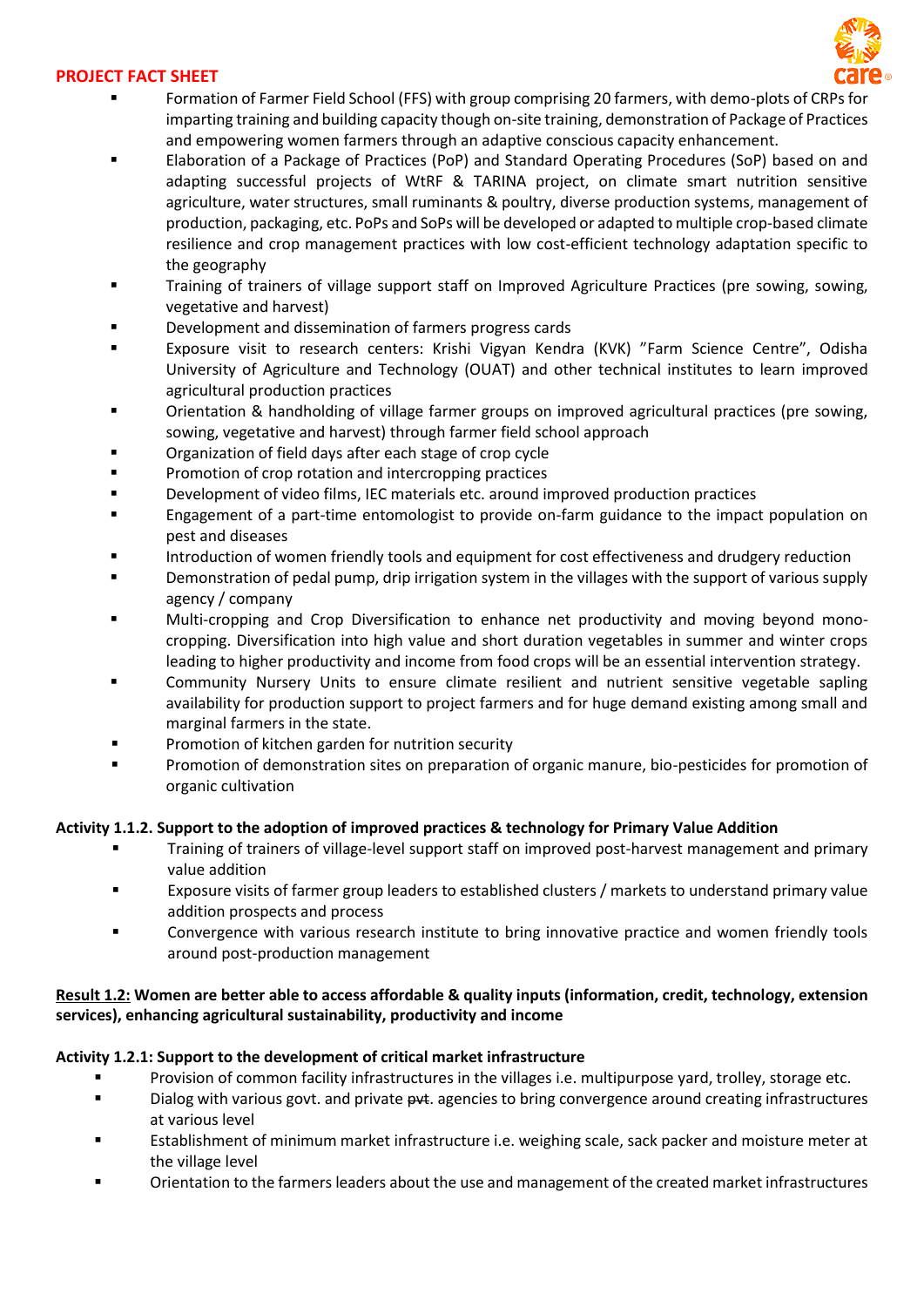- Formation of Farmer Field School (FFS) with group comprising 20 farmers, with demo-plots of CRPs for imparting training and building capacity though on-site training, demonstration of Package of Practices and empowering women farmers through an adaptive conscious capacity enhancement.
- Elaboration of a Package of Practices (PoP) and Standard Operating Procedures (SoP) based on and adapting successful projects of WtRF & TARINA project, on climate smart nutrition sensitive agriculture, water structures, small ruminants & poultry, diverse production systems, management of production, packaging, etc. PoPs and SoPs will be developed or adapted to multiple crop-based climate resilience and crop management practices with low cost-efficient technology adaptation specific to the geography
- Training of trainers of village support staff on Improved Agriculture Practices (pre sowing, sowing, vegetative and harvest)
- Development and dissemination of farmers progress cards
- Exposure visit to research centers: Krishi Vigyan Kendra (KVK) "Farm Science Centre", Odisha University of Agriculture and Technology (OUAT) and other technical institutes to learn improved agricultural production practices
- Orientation & handholding of village farmer groups on improved agricultural practices (pre sowing, sowing, vegetative and harvest) through farmer field school approach
- Organization of field days after each stage of crop cycle
- Promotion of crop rotation and intercropping practices
- Development of video films, IEC materials etc. around improved production practices
- Engagement of a part-time entomologist to provide on-farm guidance to the impact population on pest and diseases
- Introduction of women friendly tools and equipment for cost effectiveness and drudgery reduction
- Demonstration of pedal pump, drip irrigation system in the villages with the support of various supply agency / company
- Multi-cropping and Crop Diversification to enhance net productivity and moving beyond mono-cropping. Diversification into high value and short duration vegetables in summer and winter crops leading to higher productivity and income from food crops will be an essential intervention strategy.
- Community Nursery Units to ensure climate resilient and nutrient sensitive vegetable sapling availability for production support to project farmers and for huge demand existing among small and marginal farmers in the state.
- Promotion of kitchen garden for nutrition security
- Promotion of demonstration sites on preparation of organic manure, bio-pesticides for promotion of organic cultivation

**Activity 1.1.2. Support to the adoption of improved practices & technology for Primary Value Addition**

- Training of trainers of village-level support staff on improved post-harvest management and primary value addition
- Exposure visits of farmer group leaders to established clusters / markets to understand primary value addition prospects and process
- Convergence with various research institute to bring innovative practice and women friendly tools around post-production management

**Result 1.2: Women are better able to access affordable & quality inputs (information, credit, technology, extension services), enhancing agricultural sustainability, productivity and income**

**Activity 1.2.1: Support to the development of critical market infrastructure**

- Provision of common facility infrastructures in the villages i.e. multipurpose yard, trolley, storage etc.
- Dialog with various govt. and private ~~pvt~~. agencies to bring convergence around creating infrastructures at various level
- Establishment of minimum market infrastructure i.e. weighing scale, sack packer and moisture meter at the village level
- Orientation to the farmers leaders about the use and management of the created market infrastructures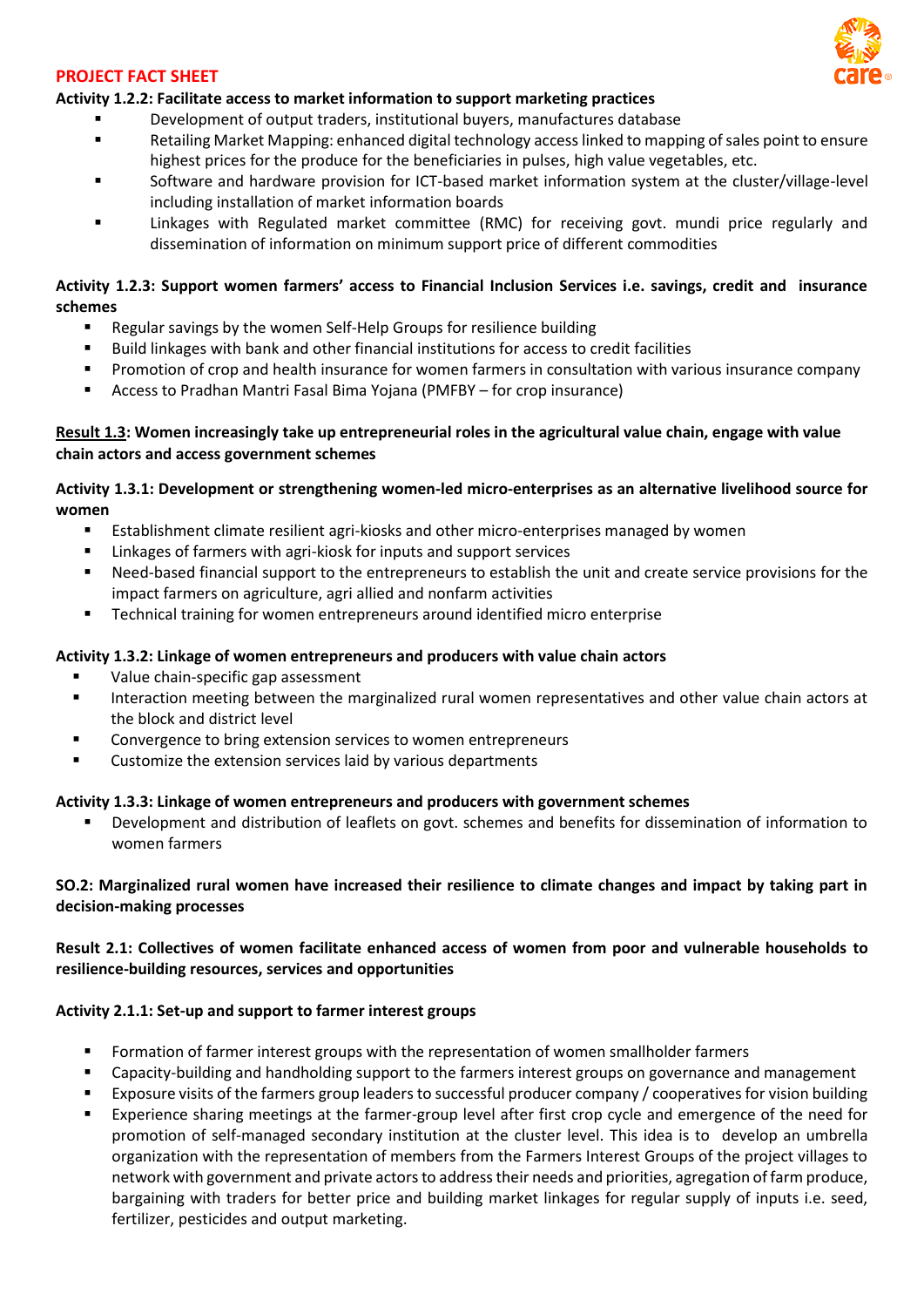**PROJECT FACT SHEET**

**Activity 1.2.2: Facilitate access to market information to support marketing practices**

- Development of output traders, institutional buyers, manufactures database
- Retailing Market Mapping: enhanced digital technology access linked to mapping of sales point to ensure highest prices for the produce for the beneficiaries in pulses, high value vegetables, etc.
- Software and hardware provision for ICT-based market information system at the cluster/village-level including installation of market information boards
- Linkages with Regulated market committee (RMC) for receiving govt. mundi price regularly and dissemination of information on minimum support price of different commodities

**Activity 1.2.3: Support women farmers' access to Financial Inclusion Services i.e. savings, credit and insurance schemes**

- Regular savings by the women Self-Help Groups for resilience building
- Build linkages with bank and other financial institutions for access to credit facilities
- Promotion of crop and health insurance for women farmers in consultation with various insurance company
- Access to Pradhan Mantri Fasal Bima Yojana (PMFBY – for crop insurance)

**Result 1.3: Women increasingly take up entrepreneurial roles in the agricultural value chain, engage with value chain actors and access government schemes**

**Activity 1.3.1: Development or strengthening women-led micro-enterprises as an alternative livelihood source for women**

- Establishment climate resilient agri-kiosks and other micro-enterprises managed by women
- Linkages of farmers with agri-kiosk for inputs and support services
- Need-based financial support to the entrepreneurs to establish the unit and create service provisions for the impact farmers on agriculture, agri allied and nonfarm activities
- Technical training for women entrepreneurs around identified micro enterprise

**Activity 1.3.2: Linkage of women entrepreneurs and producers with value chain actors**

- Value chain-specific gap assessment
- Interaction meeting between the marginalized rural women representatives and other value chain actors at the block and district level
- Convergence to bring extension services to women entrepreneurs
- Customize the extension services laid by various departments

**Activity 1.3.3: Linkage of women entrepreneurs and producers with government schemes**

- Development and distribution of leaflets on govt. schemes and benefits for dissemination of information to women farmers

**SO.2: Marginalized rural women have increased their resilience to climate changes and impact by taking part in decision-making processes**

**Result 2.1: Collectives of women facilitate enhanced access of women from poor and vulnerable households to resilience-building resources, services and opportunities**

**Activity 2.1.1: Set-up and support to farmer interest groups**

- Formation of farmer interest groups with the representation of women smallholder farmers
- Capacity-building and handholding support to the farmers interest groups on governance and management
- Exposure visits of the farmers group leaders to successful producer company / cooperatives for vision building
- Experience sharing meetings at the farmer-group level after first crop cycle and emergence of the need for promotion of self-managed secondary institution at the cluster level. This idea is to develop an umbrella organization with the representation of members from the Farmers Interest Groups of the project villages to network with government and private actors to address their needs and priorities, agregation of farm produce, bargaining with traders for better price and building market linkages for regular supply of inputs i.e. seed, fertilizer, pesticides and output marketing.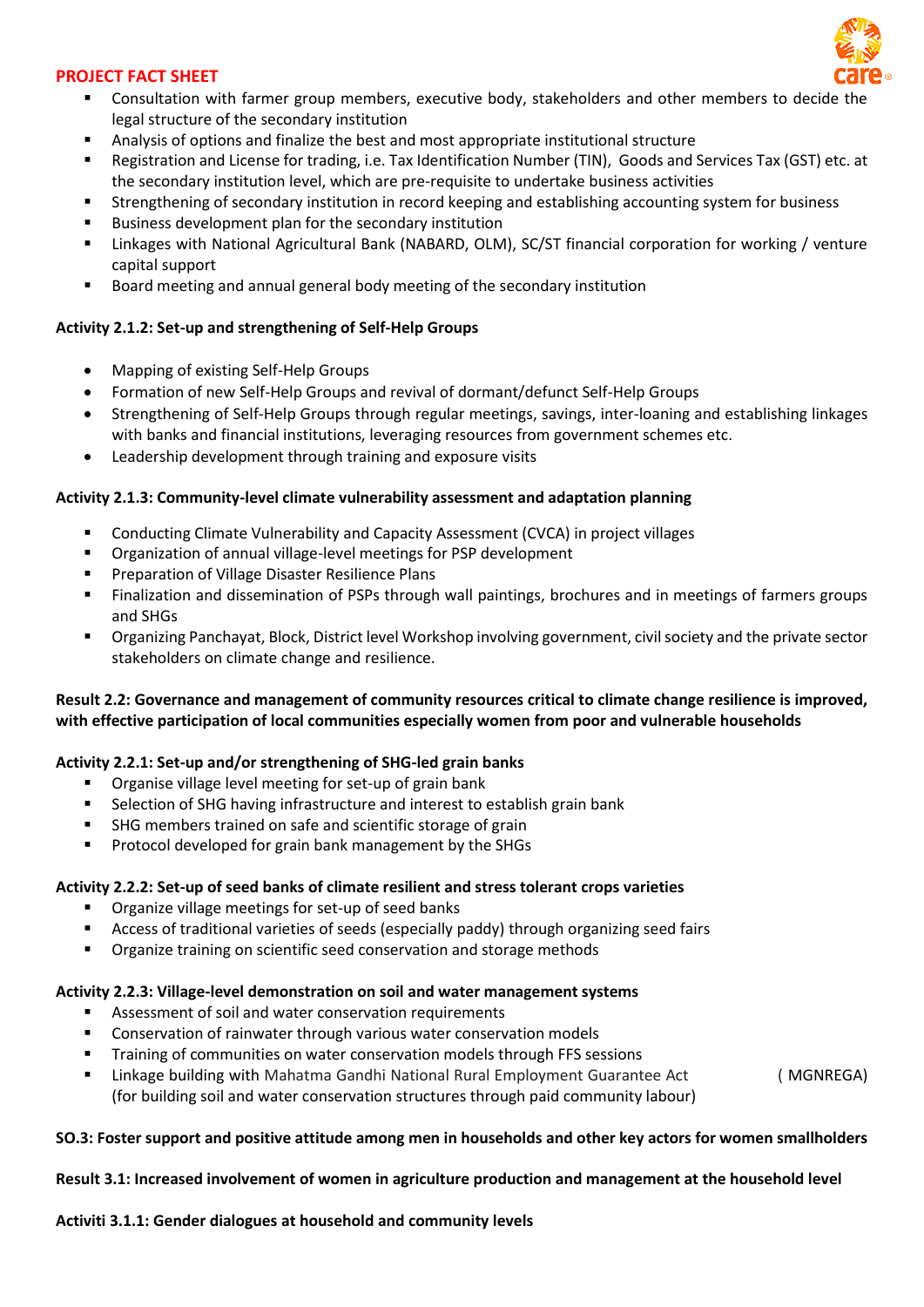- Consultation with farmer group members, executive body, stakeholders and other members to decide the legal structure of the secondary institution
- Analysis of options and finalize the best and most appropriate institutional structure
- Registration and License for trading, i.e. Tax Identification Number (TIN), Goods and Services Tax (GST) etc. at the secondary institution level, which are pre-requisite to undertake business activities
- Strengthening of secondary institution in record keeping and establishing accounting system for business
- Business development plan for the secondary institution
- Linkages with National Agricultural Bank (NABARD, OLM), SC/ST financial corporation for working / venture capital support
- Board meeting and annual general body meeting of the secondary institution

**Activity 2.1.2: Set-up and strengthening of Self-Help Groups**

- Mapping of existing Self-Help Groups
- Formation of new Self-Help Groups and revival of dormant/defunct Self-Help Groups
- Strengthening of Self-Help Groups through regular meetings, savings, inter-loaning and establishing linkages with banks and financial institutions, leveraging resources from government schemes etc.
- Leadership development through training and exposure visits

**Activity 2.1.3: Community-level climate vulnerability assessment and adaptation planning**

- Conducting Climate Vulnerability and Capacity Assessment (CVCA) in project villages
- Organization of annual village-level meetings for PSP development
- Preparation of Village Disaster Resilience Plans
- Finalization and dissemination of PSPs through wall paintings, brochures and in meetings of farmers groups and SHGs
- Organizing Panchayat, Block, District level Workshop involving government, civil society and the private sector stakeholders on climate change and resilience.

**Result 2.2: Governance and management of community resources critical to climate change resilience is improved, with effective participation of local communities especially women from poor and vulnerable households**

**Activity 2.2.1: Set-up and/or strengthening of SHG-led grain banks**

- Organise village level meeting for set-up of grain bank
- Selection of SHG having infrastructure and interest to establish grain bank
- SHG members trained on safe and scientific storage of grain
- Protocol developed for grain bank management by the SHGs

**Activity 2.2.2: Set-up of seed banks of climate resilient and stress tolerant crops varieties**

- Organize village meetings for set-up of seed banks
- Access of traditional varieties of seeds (especially paddy) through organizing seed fairs
- Organize training on scientific seed conservation and storage methods

**Activity 2.2.3: Village-level demonstration on soil and water management systems**

- Assessment of soil and water conservation requirements
- Conservation of rainwater through various water conservation models
- Training of communities on water conservation models through FFS sessions
- Linkage building with Mahatma Gandhi National Rural Employment Guarantee Act ( MGNREGA) (for building soil and water conservation structures through paid community labour)

**SO.3: Foster support and positive attitude among men in households and other key actors for women smallholders**

**Result 3.1: Increased involvement of women in agriculture production and management at the household level**

**Activiti 3.1.1: Gender dialogues at household and community levels**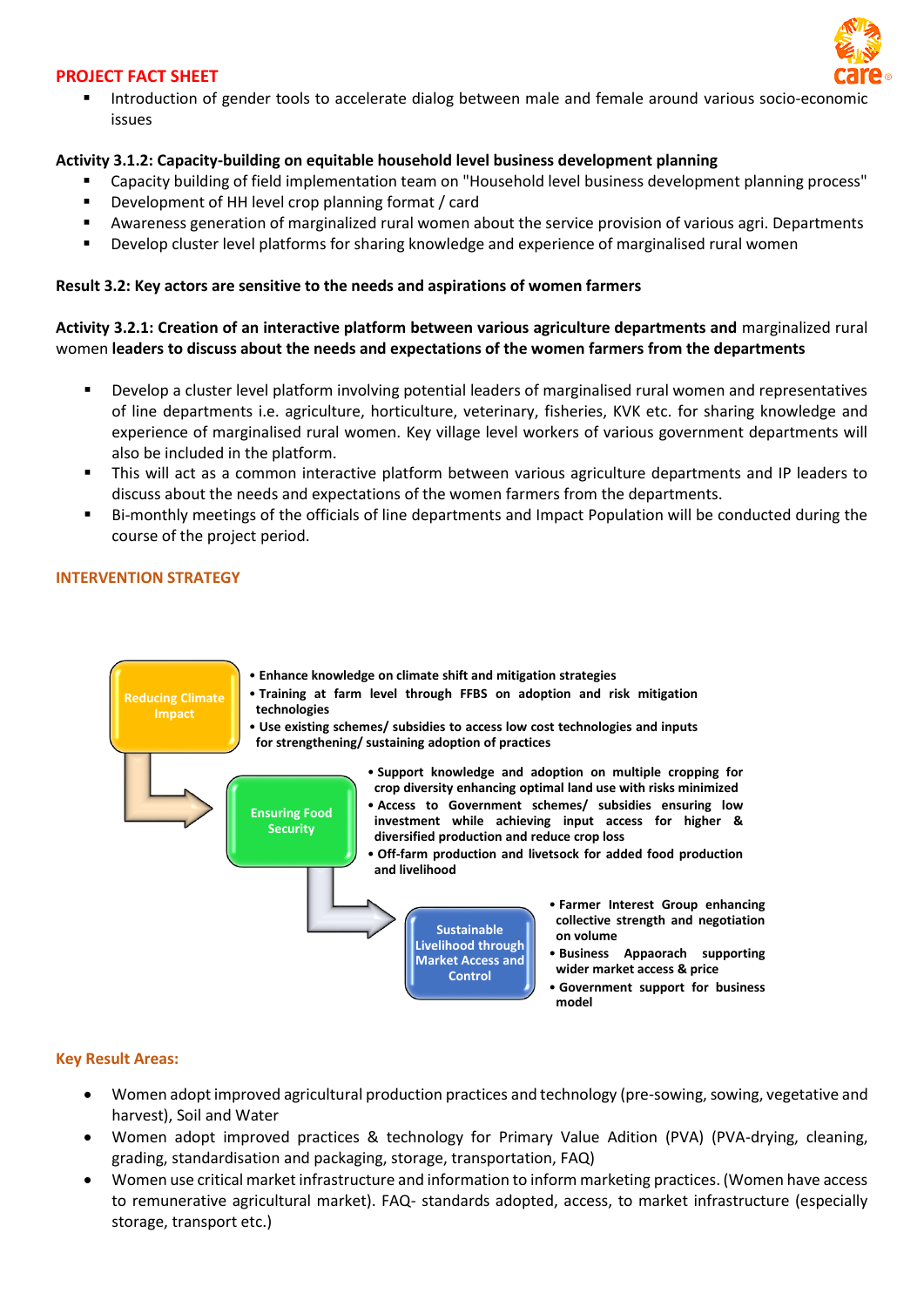**PROJECT FACT SHEET**

- Introduction of gender tools to accelerate dialog between male and female around various socio-economic issues

**Activity 3.1.2: Capacity-building on equitable household level business development planning**

- Capacity building of field implementation team on "Household level business development planning process"
- Development of HH level crop planning format / card
- Awareness generation of marginalized rural women about the service provision of various agri. Departments
- Develop cluster level platforms for sharing knowledge and experience of marginalised rural women

**Result 3.2: Key actors are sensitive to the needs and aspirations of women farmers**

**Activity 3.2.1: Creation of an interactive platform between various agriculture departments and** marginalized rural women **leaders to discuss about the needs and expectations of the women farmers from the departments**

- Develop a cluster level platform involving potential leaders of marginalised rural women and representatives of line departments i.e. agriculture, horticulture, veterinary, fisheries, KVK etc. for sharing knowledge and experience of marginalised rural women. Key village level workers of various government departments will also be included in the platform.
- This will act as a common interactive platform between various agriculture departments and IP leaders to discuss about the needs and expectations of the women farmers from the departments.
- Bi-monthly meetings of the officials of line departments and Impact Population will be conducted during the course of the project period.

**INTERVENTION STRATEGY**

**Reducing Climate Impact**

- **Enhance knowledge on climate shift and mitigation strategies**
- **Training at farm level through FFBS on adoption and risk mitigation technologies**
- **Use existing schemes/ subsidies to access low cost technologies and inputs for strengthening/ sustaining adoption of practices**

**Ensuring Food Security**

- **Support knowledge and adoption on multiple cropping for crop diversity enhancing optimal land use with risks minimized**
- **Access to Government schemes/ subsidies ensuring low investment while achieving input access for higher & diversified production and reduce crop loss**
- **Off-farm production and livetsock for added food production and livelihood**

**Sustainable Livelihood through Market Access and Control**

- **Farmer Interest Group enhancing collective strength and negotiation on volume**
- **Business Appaorach supporting wider market access & price**
- **Government support for business model**

**Key Result Areas:**

- Women adopt improved agricultural production practices and technology (pre-sowing, sowing, vegetative and harvest), Soil and Water
- Women adopt improved practices & technology for Primary Value Adition (PVA) (PVA-drying, cleaning, grading, standardisation and packaging, storage, transportation, FAQ)
- Women use critical market infrastructure and information to inform marketing practices. (Women have access to remunerative agricultural market). FAQ- standards adopted, access, to market infrastructure (especially storage, transport etc.)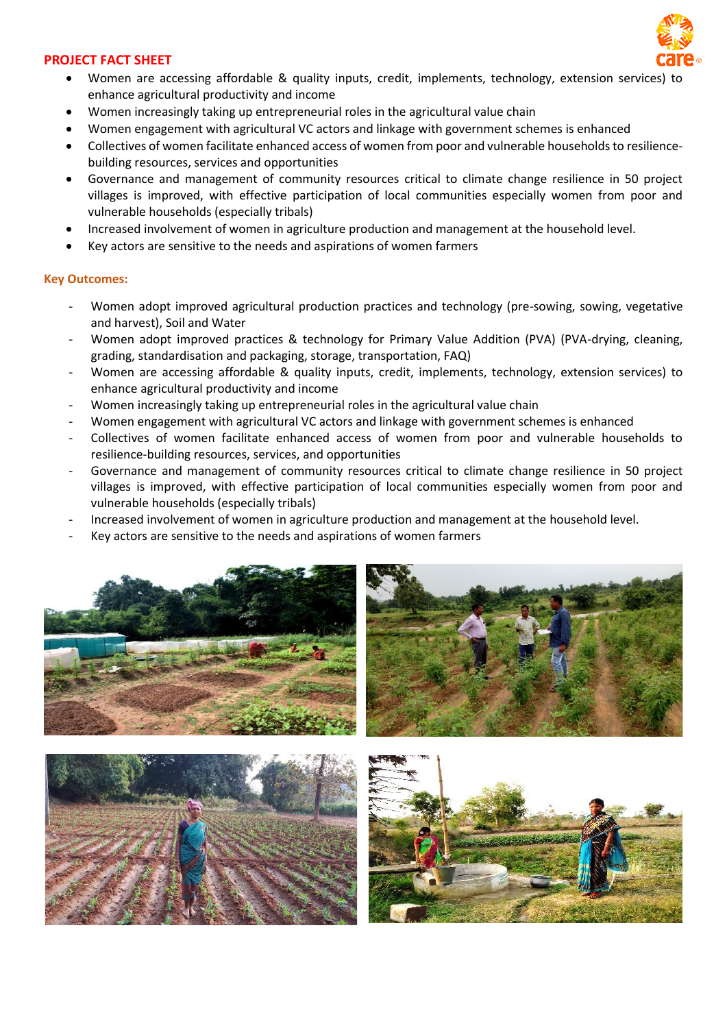**PROJECT FACT SHEET**

- Women are accessing affordable & quality inputs, credit, implements, technology, extension services) to enhance agricultural productivity and income
- Women increasingly taking up entrepreneurial roles in the agricultural value chain
- Women engagement with agricultural VC actors and linkage with government schemes is enhanced
- Collectives of women facilitate enhanced access of women from poor and vulnerable households to resilience-building resources, services and opportunities
- Governance and management of community resources critical to climate change resilience in 50 project villages is improved, with effective participation of local communities especially women from poor and vulnerable households (especially tribals)
- Increased involvement of women in agriculture production and management at the household level.
- Key actors are sensitive to the needs and aspirations of women farmers

**Key Outcomes:**

- Women adopt improved agricultural production practices and technology (pre-sowing, sowing, vegetative and harvest), Soil and Water
- Women adopt improved practices & technology for Primary Value Addition (PVA) (PVA-drying, cleaning, grading, standardisation and packaging, storage, transportation, FAQ)
- Women are accessing affordable & quality inputs, credit, implements, technology, extension services) to enhance agricultural productivity and income
- Women increasingly taking up entrepreneurial roles in the agricultural value chain
- Women engagement with agricultural VC actors and linkage with government schemes is enhanced
- Collectives of women facilitate enhanced access of women from poor and vulnerable households to resilience-building resources, services, and opportunities
- Governance and management of community resources critical to climate change resilience in 50 project villages is improved, with effective participation of local communities especially women from poor and vulnerable households (especially tribals)
- Increased involvement of women in agriculture production and management at the household level.
- Key actors are sensitive to the needs and aspirations of women farmers